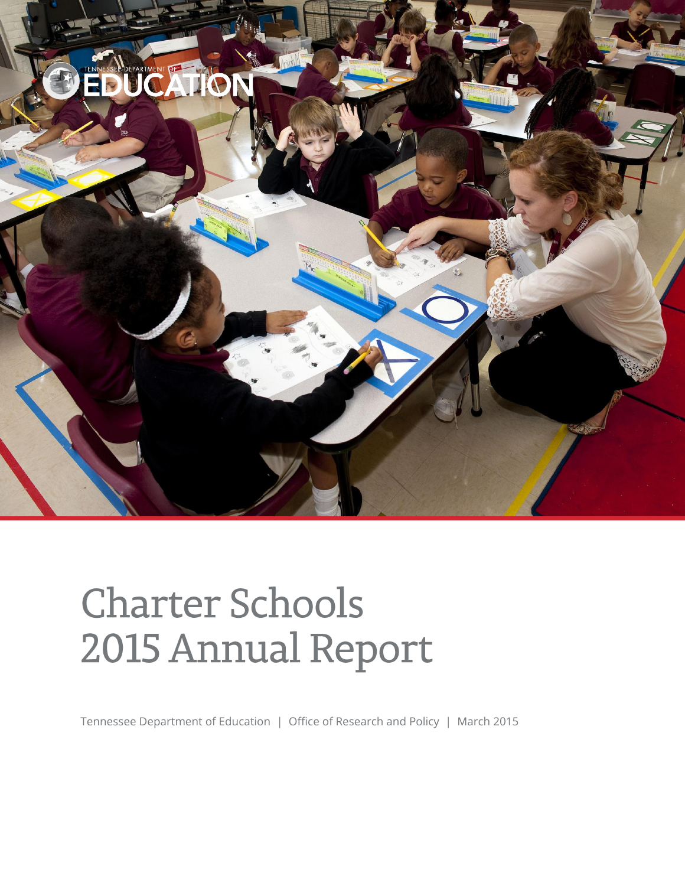# Charter Schools 2015 Annual Report

Tennessee Department of Education | Office of Research and Policy | March 2015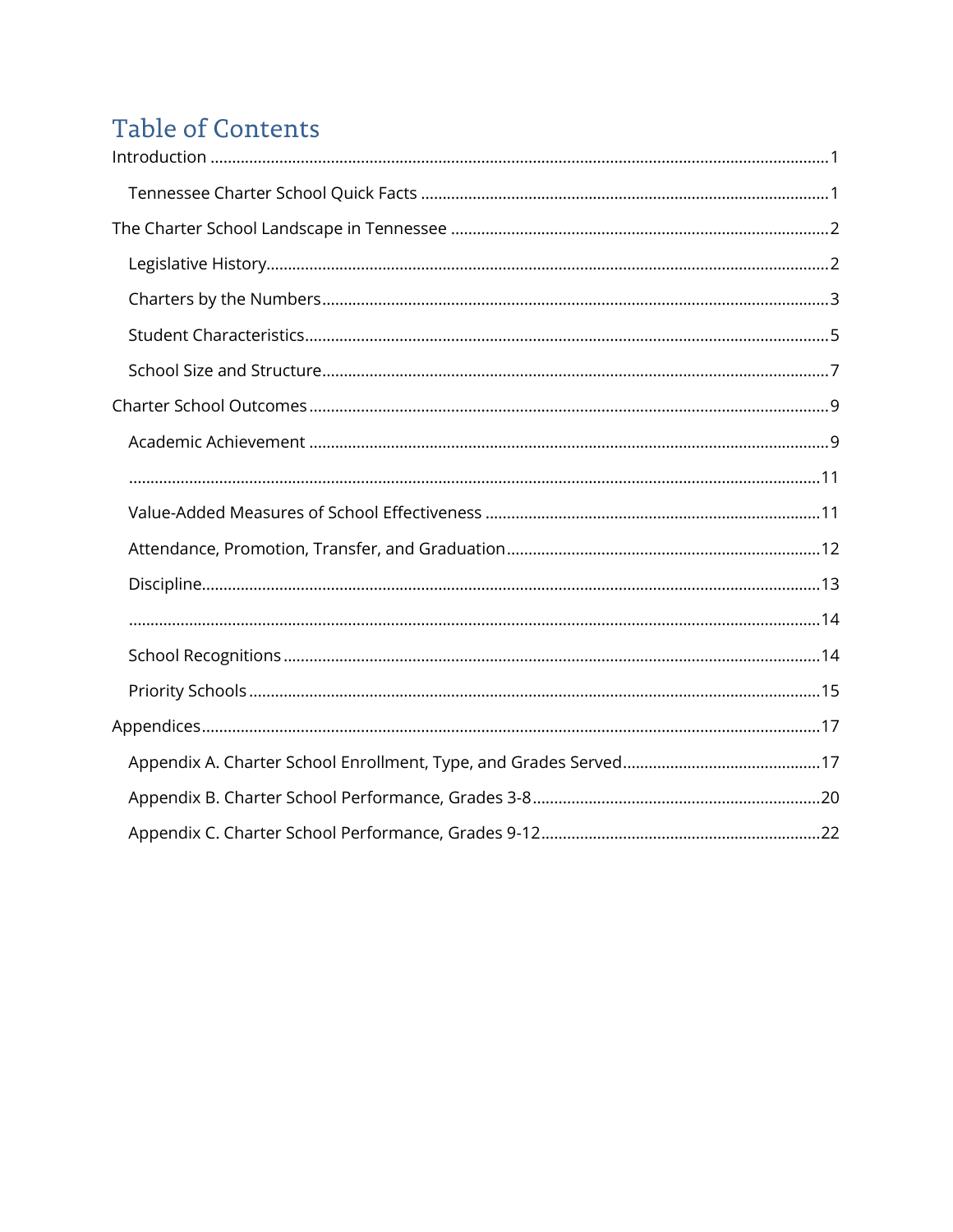# Table of Contents

Introduction ..... 1

- Tennessee Charter School Quick Facts ..... 1

The Charter School Landscape in Tennessee ..... 2

- Legislative History ..... 2
- Charters by the Numbers ..... 3
- Student Characteristics ..... 5
- School Size and Structure ..... 7

Charter School Outcomes ..... 9

- Academic Achievement ..... 9
- ..... 11
- Value-Added Measures of School Effectiveness ..... 11
- Attendance, Promotion, Transfer, and Graduation ..... 12
- Discipline ..... 13
- ..... 14
- School Recognitions ..... 14
- Priority Schools ..... 15

Appendices ..... 17

- Appendix A. Charter School Enrollment, Type, and Grades Served ..... 17
- Appendix B. Charter School Performance, Grades 3-8 ..... 20
- Appendix C. Charter School Performance, Grades 9-12 ..... 22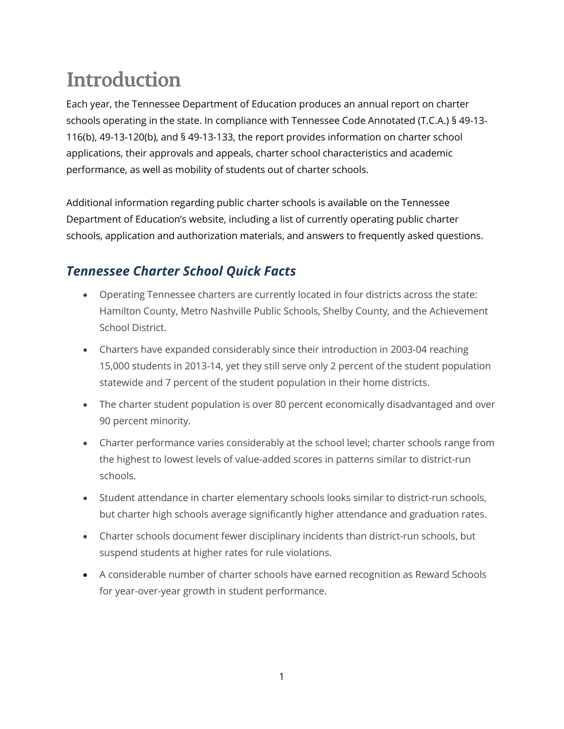# Introduction

Each year, the Tennessee Department of Education produces an annual report on charter schools operating in the state. In compliance with Tennessee Code Annotated (T.C.A.) § 49-13-116(b), 49-13-120(b), and § 49-13-133, the report provides information on charter school applications, their approvals and appeals, charter school characteristics and academic performance, as well as mobility of students out of charter schools.

Additional information regarding public charter schools is available on the Tennessee Department of Education's website, including a list of currently operating public charter schools, application and authorization materials, and answers to frequently asked questions.

## *Tennessee Charter School Quick Facts*

- Operating Tennessee charters are currently located in four districts across the state: Hamilton County, Metro Nashville Public Schools, Shelby County, and the Achievement School District.
- Charters have expanded considerably since their introduction in 2003-04 reaching 15,000 students in 2013-14, yet they still serve only 2 percent of the student population statewide and 7 percent of the student population in their home districts.
- The charter student population is over 80 percent economically disadvantaged and over 90 percent minority.
- Charter performance varies considerably at the school level; charter schools range from the highest to lowest levels of value-added scores in patterns similar to district-run schools.
- Student attendance in charter elementary schools looks similar to district-run schools, but charter high schools average significantly higher attendance and graduation rates.
- Charter schools document fewer disciplinary incidents than district-run schools, but suspend students at higher rates for rule violations.
- A considerable number of charter schools have earned recognition as Reward Schools for year-over-year growth in student performance.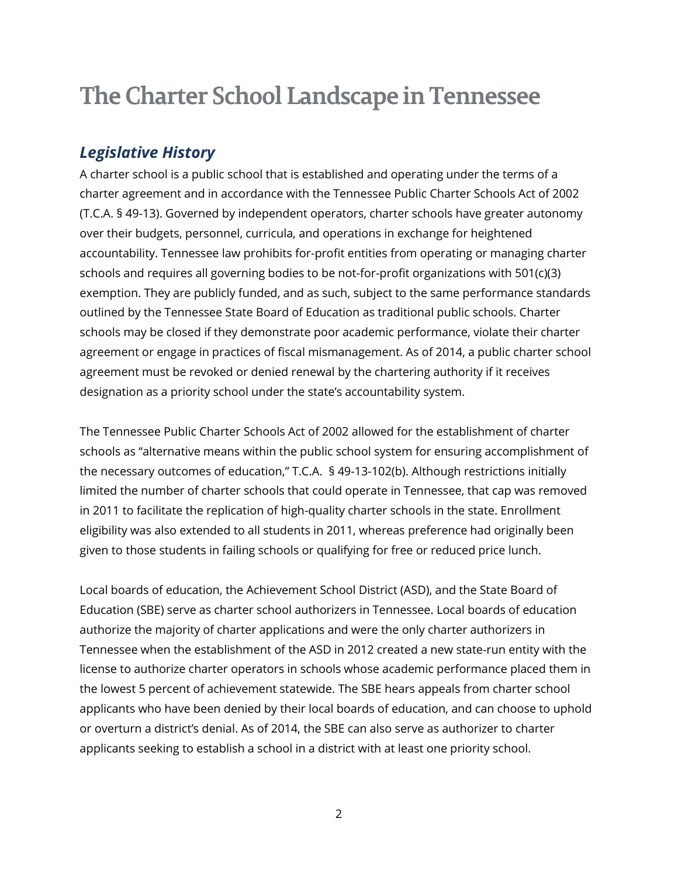# The Charter School Landscape in Tennessee

## *Legislative History*

A charter school is a public school that is established and operating under the terms of a charter agreement and in accordance with the Tennessee Public Charter Schools Act of 2002 (T.C.A. § 49-13). Governed by independent operators, charter schools have greater autonomy over their budgets, personnel, curricula, and operations in exchange for heightened accountability. Tennessee law prohibits for-profit entities from operating or managing charter schools and requires all governing bodies to be not-for-profit organizations with 501(c)(3) exemption. They are publicly funded, and as such, subject to the same performance standards outlined by the Tennessee State Board of Education as traditional public schools. Charter schools may be closed if they demonstrate poor academic performance, violate their charter agreement or engage in practices of fiscal mismanagement. As of 2014, a public charter school agreement must be revoked or denied renewal by the chartering authority if it receives designation as a priority school under the state's accountability system.

The Tennessee Public Charter Schools Act of 2002 allowed for the establishment of charter schools as "alternative means within the public school system for ensuring accomplishment of the necessary outcomes of education," T.C.A. § 49-13-102(b). Although restrictions initially limited the number of charter schools that could operate in Tennessee, that cap was removed in 2011 to facilitate the replication of high-quality charter schools in the state. Enrollment eligibility was also extended to all students in 2011, whereas preference had originally been given to those students in failing schools or qualifying for free or reduced price lunch.

Local boards of education, the Achievement School District (ASD), and the State Board of Education (SBE) serve as charter school authorizers in Tennessee. Local boards of education authorize the majority of charter applications and were the only charter authorizers in Tennessee when the establishment of the ASD in 2012 created a new state-run entity with the license to authorize charter operators in schools whose academic performance placed them in the lowest 5 percent of achievement statewide. The SBE hears appeals from charter school applicants who have been denied by their local boards of education, and can choose to uphold or overturn a district's denial. As of 2014, the SBE can also serve as authorizer to charter applicants seeking to establish a school in a district with at least one priority school.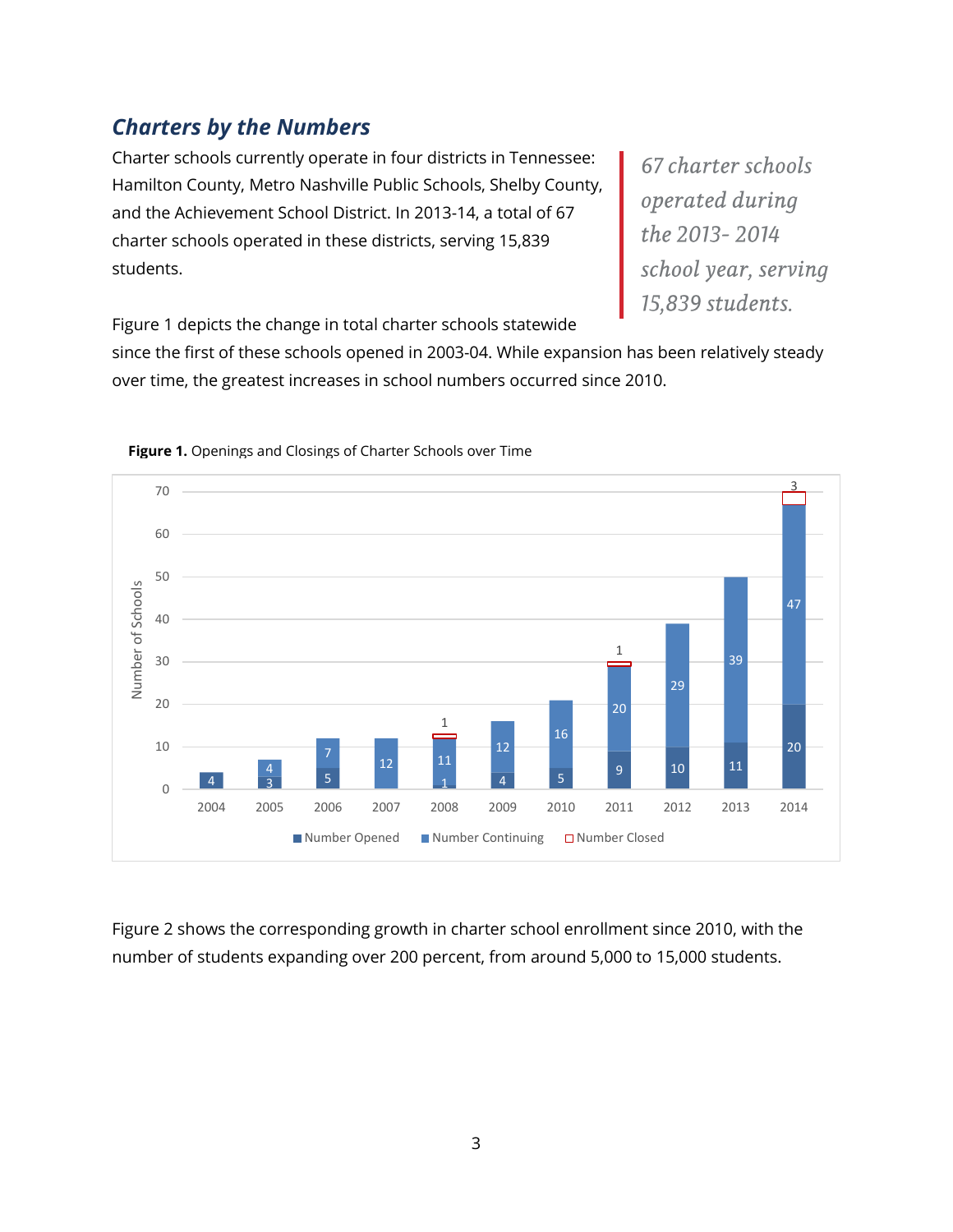## *Charters by the Numbers*

Charter schools currently operate in four districts in Tennessee: Hamilton County, Metro Nashville Public Schools, Shelby County, and the Achievement School District. In 2013-14, a total of 67 charter schools operated in these districts, serving 15,839 students.

> *67 charter schools operated during the 2013- 2014 school year, serving 15,839 students.*

Figure 1 depicts the change in total charter schools statewide since the first of these schools opened in 2003-04. While expansion has been relatively steady over time, the greatest increases in school numbers occurred since 2010.

**Figure 1.** Openings and Closings of Charter Schools over Time

| Year | Number Opened | Number Continuing | Number Closed |
|---|---|---|---|
| 2004 | 4 | | |
| 2005 | 3 | 4 | |
| 2006 | 5 | 7 | |
| 2007 | | 12 | |
| 2008 | 1 | 11 | 1 |
| 2009 | 4 | 12 | |
| 2010 | 5 | 16 | |
| 2011 | 9 | 20 | 1 |
| 2012 | 10 | 29 | |
| 2013 | 11 | 39 | |
| 2014 | 20 | 47 | 3 |

Figure 2 shows the corresponding growth in charter school enrollment since 2010, with the number of students expanding over 200 percent, from around 5,000 to 15,000 students.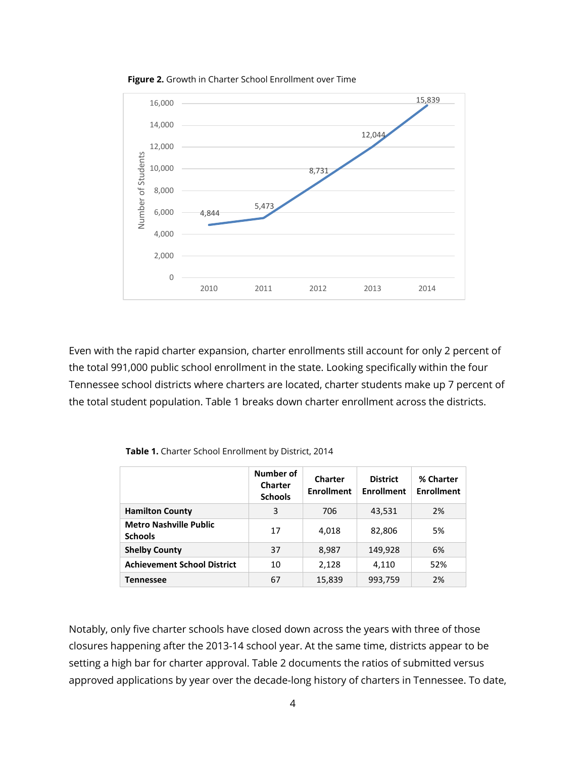**Figure 2.** Growth in Charter School Enrollment over Time

Even with the rapid charter expansion, charter enrollments still account for only 2 percent of the total 991,000 public school enrollment in the state. Looking specifically within the four Tennessee school districts where charters are located, charter students make up 7 percent of the total student population. Table 1 breaks down charter enrollment across the districts.

**Table 1.** Charter School Enrollment by District, 2014

| | Number of Charter Schools | Charter Enrollment | District Enrollment | % Charter Enrollment |
|---|---|---|---|---|
| **Hamilton County** | 3 | 706 | 43,531 | 2% |
| **Metro Nashville Public Schools** | 17 | 4,018 | 82,806 | 5% |
| **Shelby County** | 37 | 8,987 | 149,928 | 6% |
| **Achievement School District** | 10 | 2,128 | 4,110 | 52% |
| **Tennessee** | 67 | 15,839 | 993,759 | 2% |

Notably, only five charter schools have closed down across the years with three of those closures happening after the 2013-14 school year. At the same time, districts appear to be setting a high bar for charter approval. Table 2 documents the ratios of submitted versus approved applications by year over the decade-long history of charters in Tennessee. To date,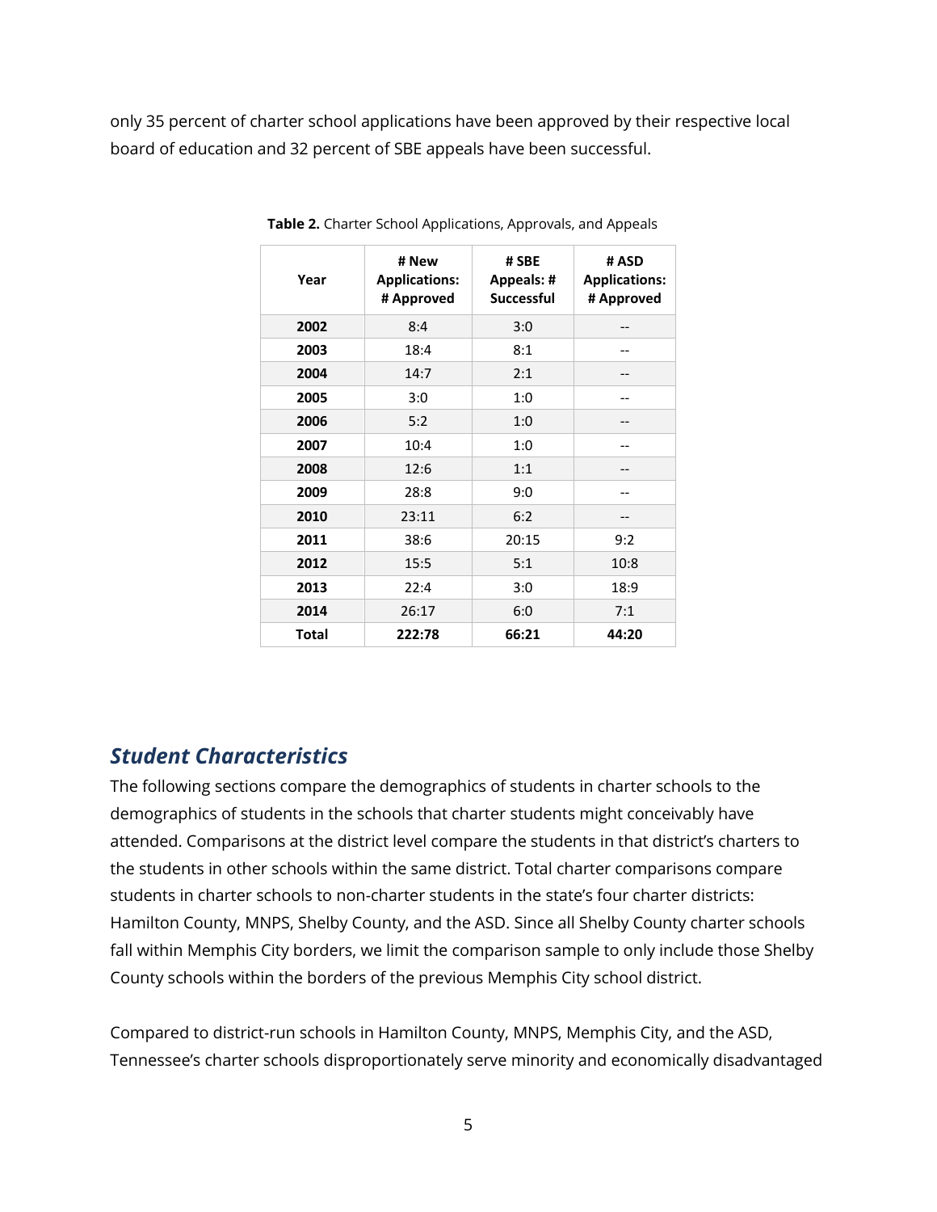only 35 percent of charter school applications have been approved by their respective local board of education and 32 percent of SBE appeals have been successful.

**Table 2.** Charter School Applications, Approvals, and Appeals

| Year | # New Applications: # Approved | # SBE Appeals: # Successful | # ASD Applications: # Approved |
|---|---|---|---|
| **2002** | 8:4 | 3:0 | -- |
| **2003** | 18:4 | 8:1 | -- |
| **2004** | 14:7 | 2:1 | -- |
| **2005** | 3:0 | 1:0 | -- |
| **2006** | 5:2 | 1:0 | -- |
| **2007** | 10:4 | 1:0 | -- |
| **2008** | 12:6 | 1:1 | -- |
| **2009** | 28:8 | 9:0 | -- |
| **2010** | 23:11 | 6:2 | -- |
| **2011** | 38:6 | 20:15 | 9:2 |
| **2012** | 15:5 | 5:1 | 10:8 |
| **2013** | 22:4 | 3:0 | 18:9 |
| **2014** | 26:17 | 6:0 | 7:1 |
| **Total** | **222:78** | **66:21** | **44:20** |

## *Student Characteristics*

The following sections compare the demographics of students in charter schools to the demographics of students in the schools that charter students might conceivably have attended. Comparisons at the district level compare the students in that district's charters to the students in other schools within the same district. Total charter comparisons compare students in charter schools to non-charter students in the state's four charter districts: Hamilton County, MNPS, Shelby County, and the ASD. Since all Shelby County charter schools fall within Memphis City borders, we limit the comparison sample to only include those Shelby County schools within the borders of the previous Memphis City school district.

Compared to district-run schools in Hamilton County, MNPS, Memphis City, and the ASD, Tennessee's charter schools disproportionately serve minority and economically disadvantaged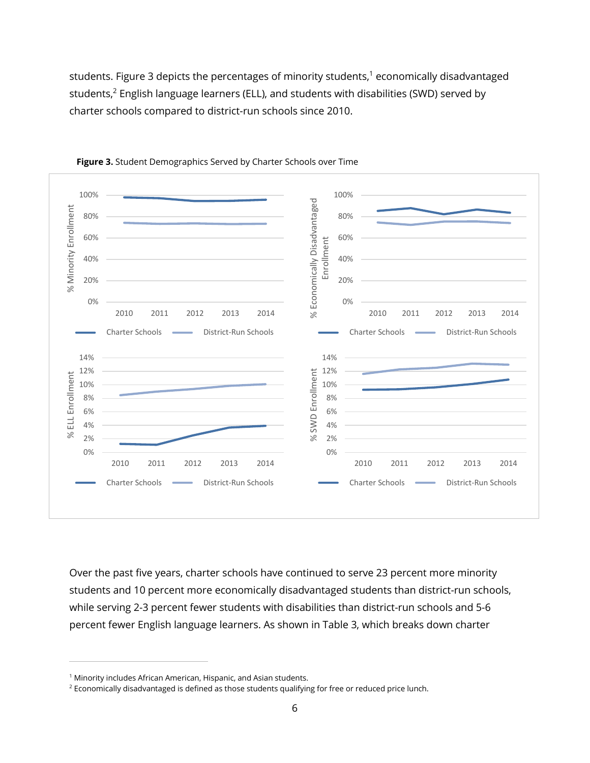students. Figure 3 depicts the percentages of minority students,[1] economically disadvantaged students,[2] English language learners (ELL), and students with disabilities (SWD) served by charter schools compared to district-run schools since 2010.

**Figure 3.** Student Demographics Served by Charter Schools over Time

Over the past five years, charter schools have continued to serve 23 percent more minority students and 10 percent more economically disadvantaged students than district-run schools, while serving 2-3 percent fewer students with disabilities than district-run schools and 5-6 percent fewer English language learners. As shown in Table 3, which breaks down charter

[1] Minority includes African American, Hispanic, and Asian students.

[2] Economically disadvantaged is defined as those students qualifying for free or reduced price lunch.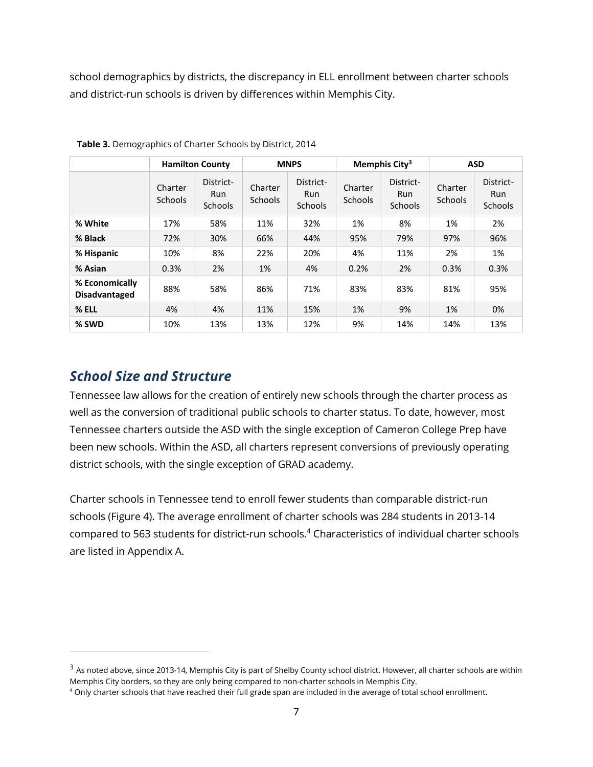school demographics by districts, the discrepancy in ELL enrollment between charter schools and district-run schools is driven by differences within Memphis City.

**Table 3.** Demographics of Charter Schools by District, 2014

| | Hamilton County | | MNPS | | Memphis City[3] | | ASD | |
|---|---|---|---|---|---|---|---|---|
| | Charter Schools | District-Run Schools | Charter Schools | District-Run Schools | Charter Schools | District-Run Schools | Charter Schools | District-Run Schools |
| **% White** | 17% | 58% | 11% | 32% | 1% | 8% | 1% | 2% |
| **% Black** | 72% | 30% | 66% | 44% | 95% | 79% | 97% | 96% |
| **% Hispanic** | 10% | 8% | 22% | 20% | 4% | 11% | 2% | 1% |
| **% Asian** | 0.3% | 2% | 1% | 4% | 0.2% | 2% | 0.3% | 0.3% |
| **% Economically Disadvantaged** | 88% | 58% | 86% | 71% | 83% | 83% | 81% | 95% |
| **% ELL** | 4% | 4% | 11% | 15% | 1% | 9% | 1% | 0% |
| **% SWD** | 10% | 13% | 13% | 12% | 9% | 14% | 14% | 13% |

## *School Size and Structure*

Tennessee law allows for the creation of entirely new schools through the charter process as well as the conversion of traditional public schools to charter status. To date, however, most Tennessee charters outside the ASD with the single exception of Cameron College Prep have been new schools. Within the ASD, all charters represent conversions of previously operating district schools, with the single exception of GRAD academy.

Charter schools in Tennessee tend to enroll fewer students than comparable district-run schools (Figure 4). The average enrollment of charter schools was 284 students in 2013-14 compared to 563 students for district-run schools.[4] Characteristics of individual charter schools are listed in Appendix A.

---

[3] As noted above, since 2013-14, Memphis City is part of Shelby County school district. However, all charter schools are within Memphis City borders, so they are only being compared to non-charter schools in Memphis City.

[4] Only charter schools that have reached their full grade span are included in the average of total school enrollment.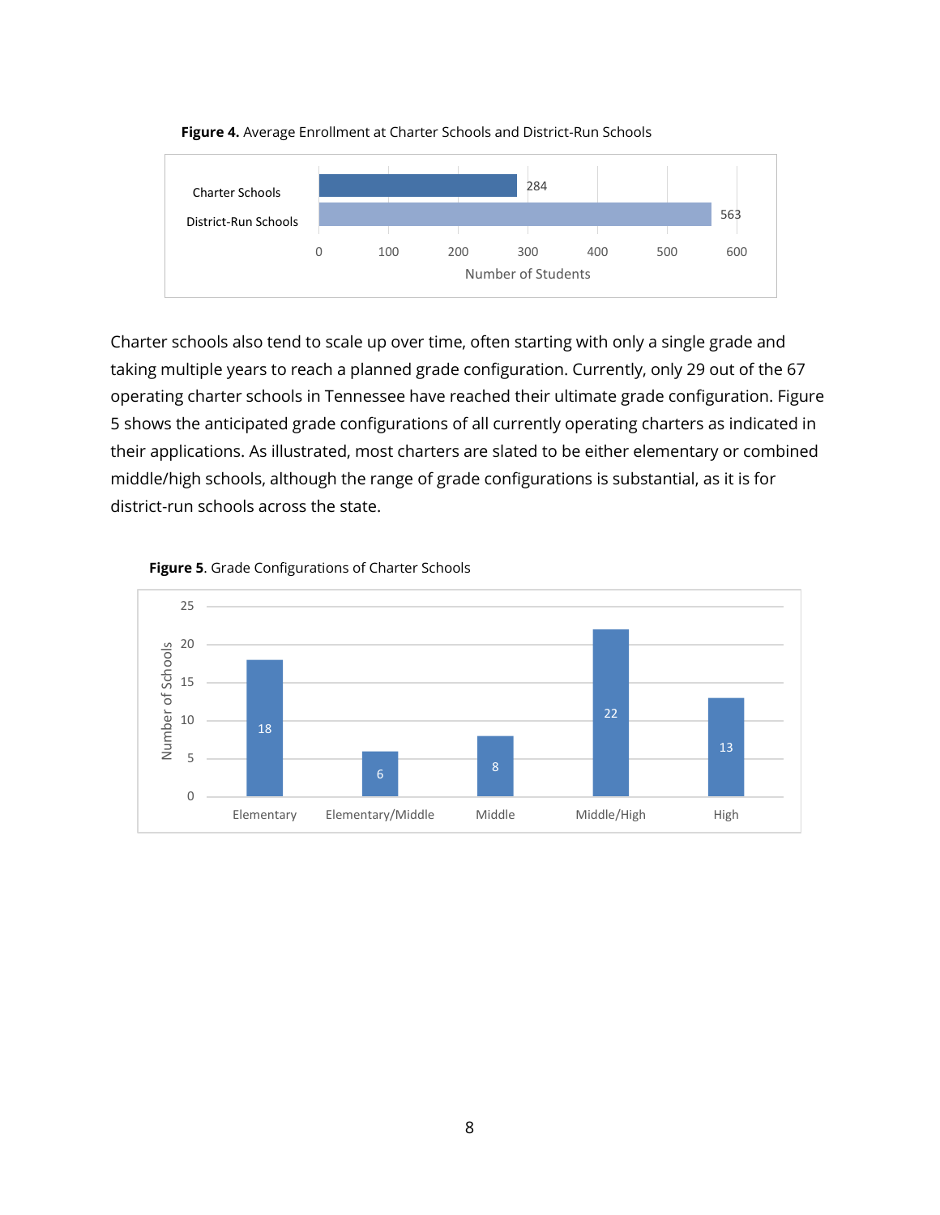**Figure 4.** Average Enrollment at Charter Schools and District-Run Schools

| | Number of Students |
|---|---|
| Charter Schools | 284 |
| District-Run Schools | 563 |

Charter schools also tend to scale up over time, often starting with only a single grade and taking multiple years to reach a planned grade configuration. Currently, only 29 out of the 67 operating charter schools in Tennessee have reached their ultimate grade configuration. Figure 5 shows the anticipated grade configurations of all currently operating charters as indicated in their applications. As illustrated, most charters are slated to be either elementary or combined middle/high schools, although the range of grade configurations is substantial, as it is for district-run schools across the state.

**Figure 5**. Grade Configurations of Charter Schools

| Grade Configuration | Number of Schools |
|---|---|
| Elementary | 18 |
| Elementary/Middle | 6 |
| Middle | 8 |
| Middle/High | 22 |
| High | 13 |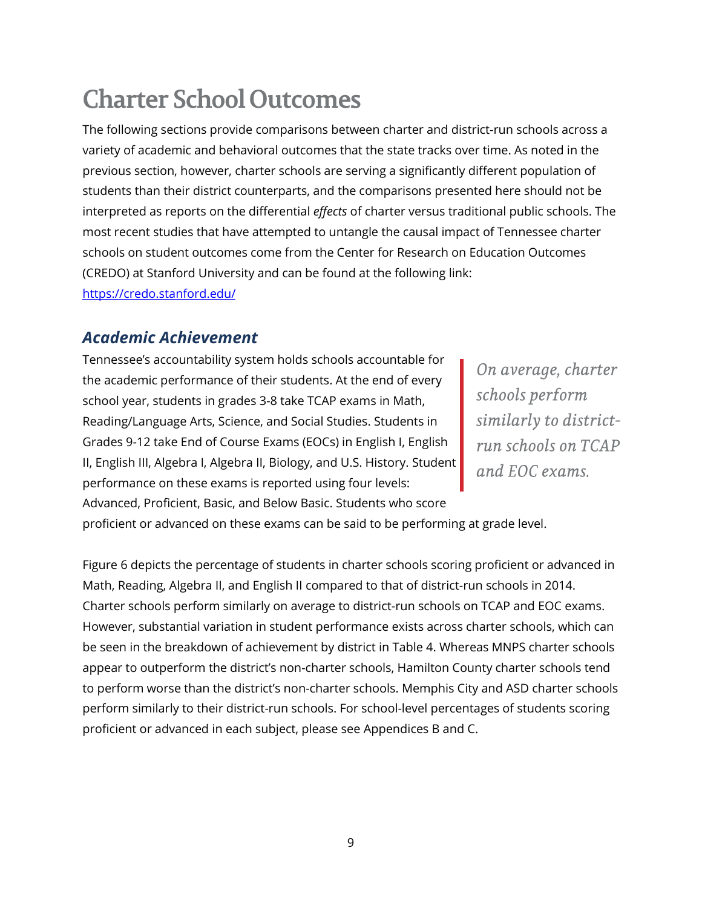# Charter School Outcomes

The following sections provide comparisons between charter and district-run schools across a variety of academic and behavioral outcomes that the state tracks over time. As noted in the previous section, however, charter schools are serving a significantly different population of students than their district counterparts, and the comparisons presented here should not be interpreted as reports on the differential *effects* of charter versus traditional public schools. The most recent studies that have attempted to untangle the causal impact of Tennessee charter schools on student outcomes come from the Center for Research on Education Outcomes (CREDO) at Stanford University and can be found at the following link: [https://credo.stanford.edu/](https://credo.stanford.edu/)

## *Academic Achievement*

Tennessee's accountability system holds schools accountable for the academic performance of their students. At the end of every school year, students in grades 3-8 take TCAP exams in Math, Reading/Language Arts, Science, and Social Studies. Students in Grades 9-12 take End of Course Exams (EOCs) in English I, English II, English III, Algebra I, Algebra II, Biology, and U.S. History. Student performance on these exams is reported using four levels: Advanced, Proficient, Basic, and Below Basic. Students who score proficient or advanced on these exams can be said to be performing at grade level.

> *On average, charter schools perform similarly to district-run schools on TCAP and EOC exams.*

Figure 6 depicts the percentage of students in charter schools scoring proficient or advanced in Math, Reading, Algebra II, and English II compared to that of district-run schools in 2014. Charter schools perform similarly on average to district-run schools on TCAP and EOC exams. However, substantial variation in student performance exists across charter schools, which can be seen in the breakdown of achievement by district in Table 4. Whereas MNPS charter schools appear to outperform the district's non-charter schools, Hamilton County charter schools tend to perform worse than the district's non-charter schools. Memphis City and ASD charter schools perform similarly to their district-run schools. For school-level percentages of students scoring proficient or advanced in each subject, please see Appendices B and C.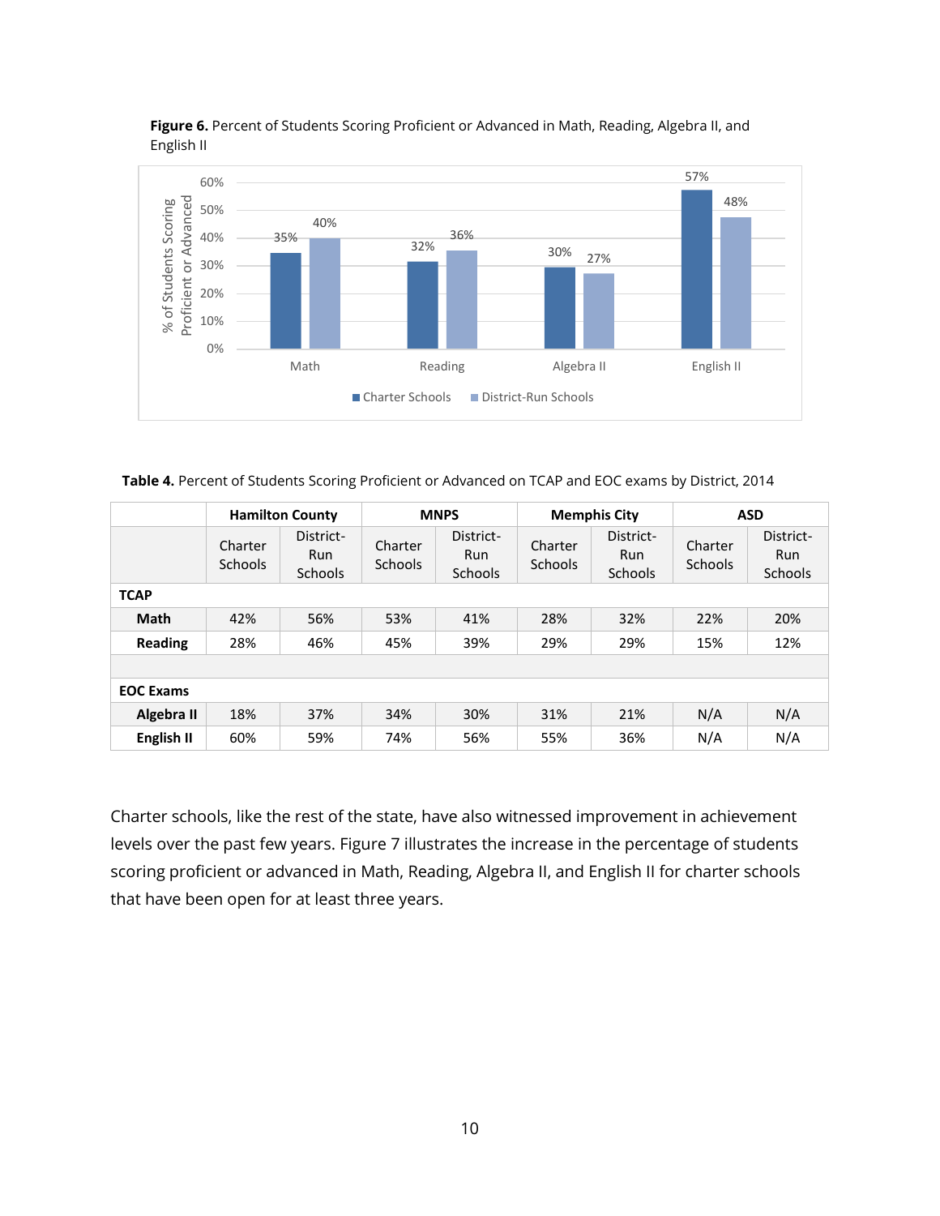**Figure 6.** Percent of Students Scoring Proficient or Advanced in Math, Reading, Algebra II, and English II

| | Charter Schools | District-Run Schools |
|---|---|---|
| Math | 35% | 40% |
| Reading | 32% | 36% |
| Algebra II | 30% | 27% |
| English II | 57% | 48% |

**Table 4.** Percent of Students Scoring Proficient or Advanced on TCAP and EOC exams by District, 2014

| | Hamilton County | | MNPS | | Memphis City | | ASD | |
|---|---|---|---|---|---|---|---|---|
| | Charter Schools | District-Run Schools | Charter Schools | District-Run Schools | Charter Schools | District-Run Schools | Charter Schools | District-Run Schools |
| **TCAP** | | | | | | | | |
| **Math** | 42% | 56% | 53% | 41% | 28% | 32% | 22% | 20% |
| **Reading** | 28% | 46% | 45% | 39% | 29% | 29% | 15% | 12% |
| | | | | | | | | |
| **EOC Exams** | | | | | | | | |
| **Algebra II** | 18% | 37% | 34% | 30% | 31% | 21% | N/A | N/A |
| **English II** | 60% | 59% | 74% | 56% | 55% | 36% | N/A | N/A |

Charter schools, like the rest of the state, have also witnessed improvement in achievement levels over the past few years. Figure 7 illustrates the increase in the percentage of students scoring proficient or advanced in Math, Reading, Algebra II, and English II for charter schools that have been open for at least three years.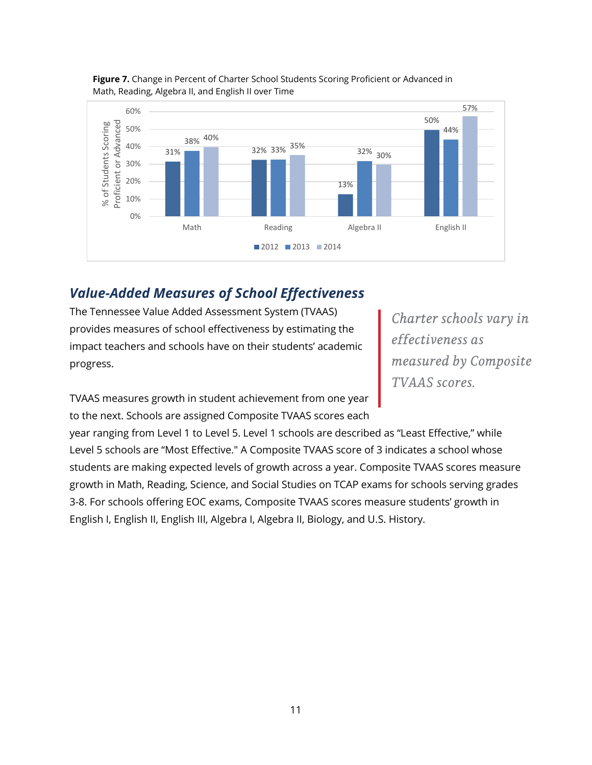**Figure 7.** Change in Percent of Charter School Students Scoring Proficient or Advanced in Math, Reading, Algebra II, and English II over Time

| | 2012 | 2013 | 2014 |
| --- | --- | --- | --- |
| Math | 31% | 38% | 40% |
| Reading | 32% | 33% | 35% |
| Algebra II | 13% | 32% | 30% |
| English II | 50% | 44% | 57% |

## *Value-Added Measures of School Effectiveness*

The Tennessee Value Added Assessment System (TVAAS) provides measures of school effectiveness by estimating the impact teachers and schools have on their students' academic progress.

> *Charter schools vary in effectiveness as measured by Composite TVAAS scores.*

TVAAS measures growth in student achievement from one year to the next. Schools are assigned Composite TVAAS scores each year ranging from Level 1 to Level 5. Level 1 schools are described as "Least Effective," while Level 5 schools are "Most Effective." A Composite TVAAS score of 3 indicates a school whose students are making expected levels of growth across a year. Composite TVAAS scores measure growth in Math, Reading, Science, and Social Studies on TCAP exams for schools serving grades 3-8. For schools offering EOC exams, Composite TVAAS scores measure students' growth in English I, English II, English III, Algebra I, Algebra II, Biology, and U.S. History.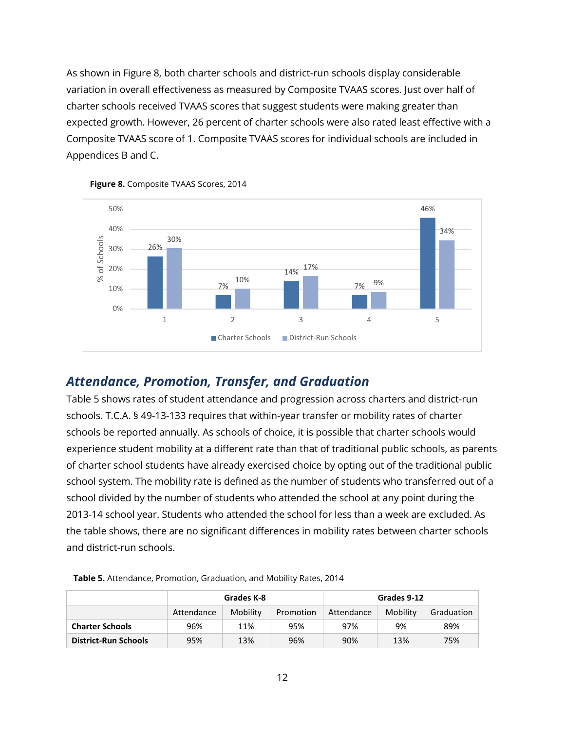As shown in Figure 8, both charter schools and district-run schools display considerable variation in overall effectiveness as measured by Composite TVAAS scores. Just over half of charter schools received TVAAS scores that suggest students were making greater than expected growth. However, 26 percent of charter schools were also rated least effective with a Composite TVAAS score of 1. Composite TVAAS scores for individual schools are included in Appendices B and C.

**Figure 8.** Composite TVAAS Scores, 2014

| Composite TVAAS Score | Charter Schools | District-Run Schools |
|---|---|---|
| 1 | 26% | 30% |
| 2 | 7% | 10% |
| 3 | 14% | 17% |
| 4 | 7% | 9% |
| 5 | 46% | 34% |

## *Attendance, Promotion, Transfer, and Graduation*

Table 5 shows rates of student attendance and progression across charters and district-run schools. T.C.A. § 49-13-133 requires that within-year transfer or mobility rates of charter schools be reported annually. As schools of choice, it is possible that charter schools would experience student mobility at a different rate than that of traditional public schools, as parents of charter school students have already exercised choice by opting out of the traditional public school system. The mobility rate is defined as the number of students who transferred out of a school divided by the number of students who attended the school at any point during the 2013-14 school year. Students who attended the school for less than a week are excluded. As the table shows, there are no significant differences in mobility rates between charter schools and district-run schools.

**Table 5.** Attendance, Promotion, Graduation, and Mobility Rates, 2014

| | Grades K-8 | | | Grades 9-12 | | |
|---|---|---|---|---|---|---|
| | Attendance | Mobility | Promotion | Attendance | Mobility | Graduation |
| **Charter Schools** | 96% | 11% | 95% | 97% | 9% | 89% |
| **District-Run Schools** | 95% | 13% | 96% | 90% | 13% | 75% |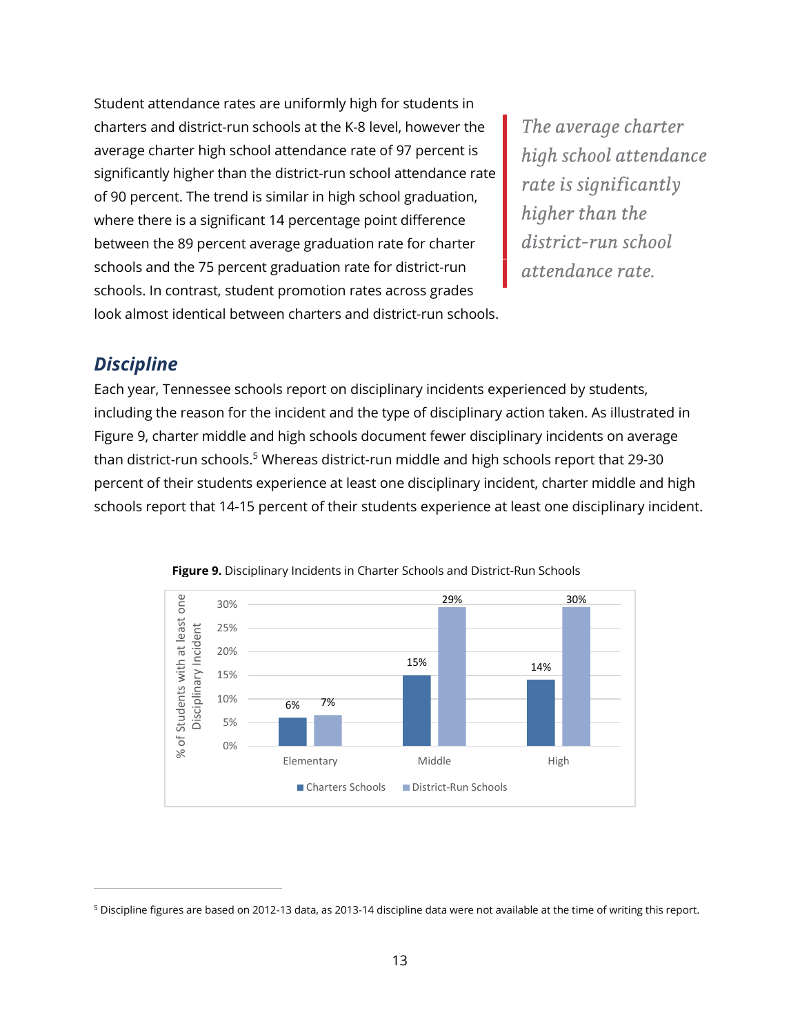Student attendance rates are uniformly high for students in charters and district-run schools at the K-8 level, however the average charter high school attendance rate of 97 percent is significantly higher than the district-run school attendance rate of 90 percent. The trend is similar in high school graduation, where there is a significant 14 percentage point difference between the 89 percent average graduation rate for charter schools and the 75 percent graduation rate for district-run schools. In contrast, student promotion rates across grades look almost identical between charters and district-run schools.

*The average charter high school attendance rate is significantly higher than the district-run school attendance rate.*

## *Discipline*

Each year, Tennessee schools report on disciplinary incidents experienced by students, including the reason for the incident and the type of disciplinary action taken. As illustrated in Figure 9, charter middle and high schools document fewer disciplinary incidents on average than district-run schools.[5] Whereas district-run middle and high schools report that 29-30 percent of their students experience at least one disciplinary incident, charter middle and high schools report that 14-15 percent of their students experience at least one disciplinary incident.

**Figure 9.** Disciplinary Incidents in Charter Schools and District-Run Schools

| % of Students with at least one Disciplinary Incident | Charters Schools | District-Run Schools |
|---|---|---|
| Elementary | 6% | 7% |
| Middle | 15% | 29% |
| High | 14% | 30% |

[5] Discipline figures are based on 2012-13 data, as 2013-14 discipline data were not available at the time of writing this report.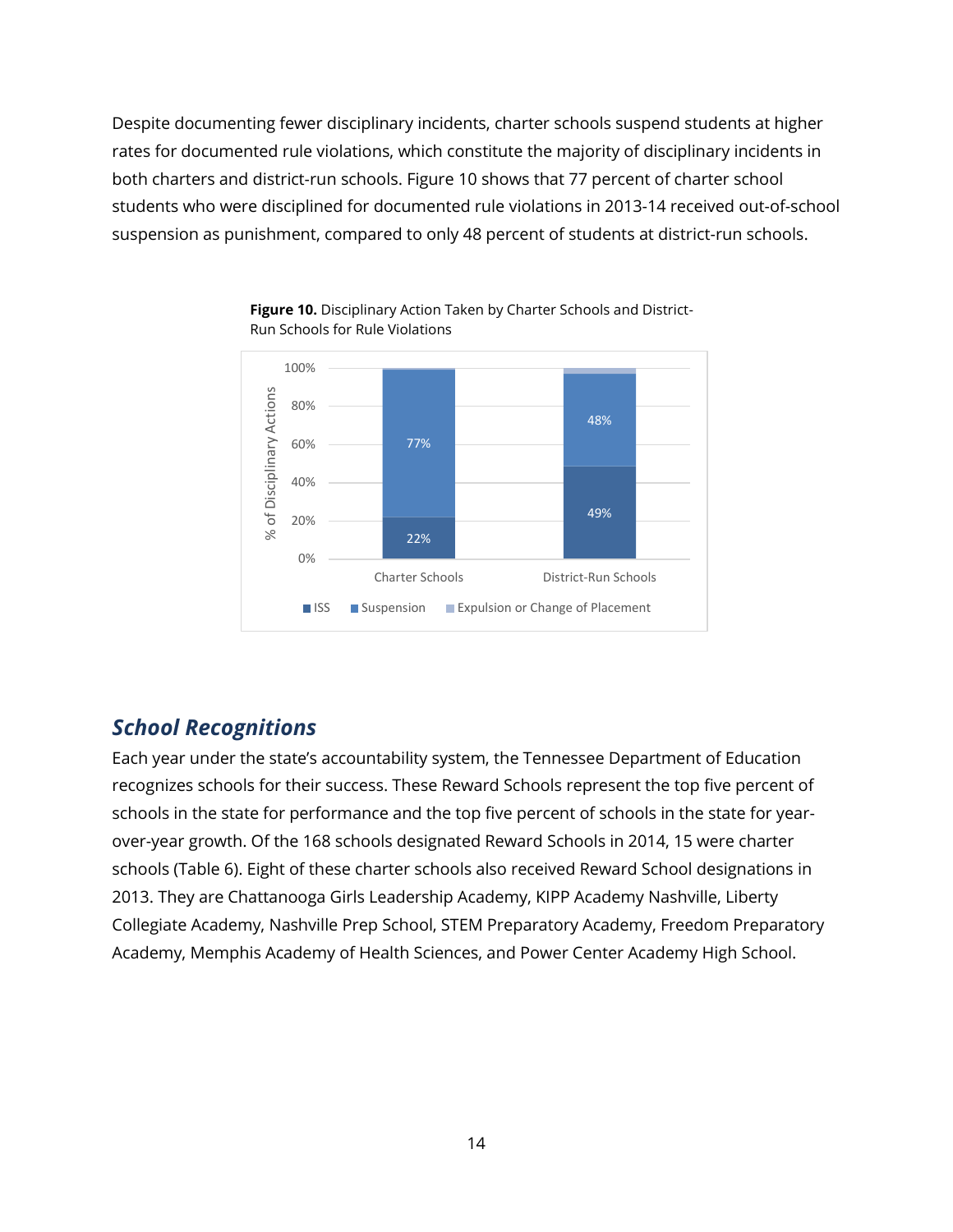Despite documenting fewer disciplinary incidents, charter schools suspend students at higher rates for documented rule violations, which constitute the majority of disciplinary incidents in both charters and district-run schools. Figure 10 shows that 77 percent of charter school students who were disciplined for documented rule violations in 2013-14 received out-of-school suspension as punishment, compared to only 48 percent of students at district-run schools.

**Figure 10.** Disciplinary Action Taken by Charter Schools and District-Run Schools for Rule Violations

| | ISS | Suspension | Expulsion or Change of Placement |
|---|---|---|---|
| Charter Schools | 22% | 77% | |
| District-Run Schools | 49% | 48% | |

## *School Recognitions*

Each year under the state's accountability system, the Tennessee Department of Education recognizes schools for their success. These Reward Schools represent the top five percent of schools in the state for performance and the top five percent of schools in the state for year-over-year growth. Of the 168 schools designated Reward Schools in 2014, 15 were charter schools (Table 6). Eight of these charter schools also received Reward School designations in 2013. They are Chattanooga Girls Leadership Academy, KIPP Academy Nashville, Liberty Collegiate Academy, Nashville Prep School, STEM Preparatory Academy, Freedom Preparatory Academy, Memphis Academy of Health Sciences, and Power Center Academy High School.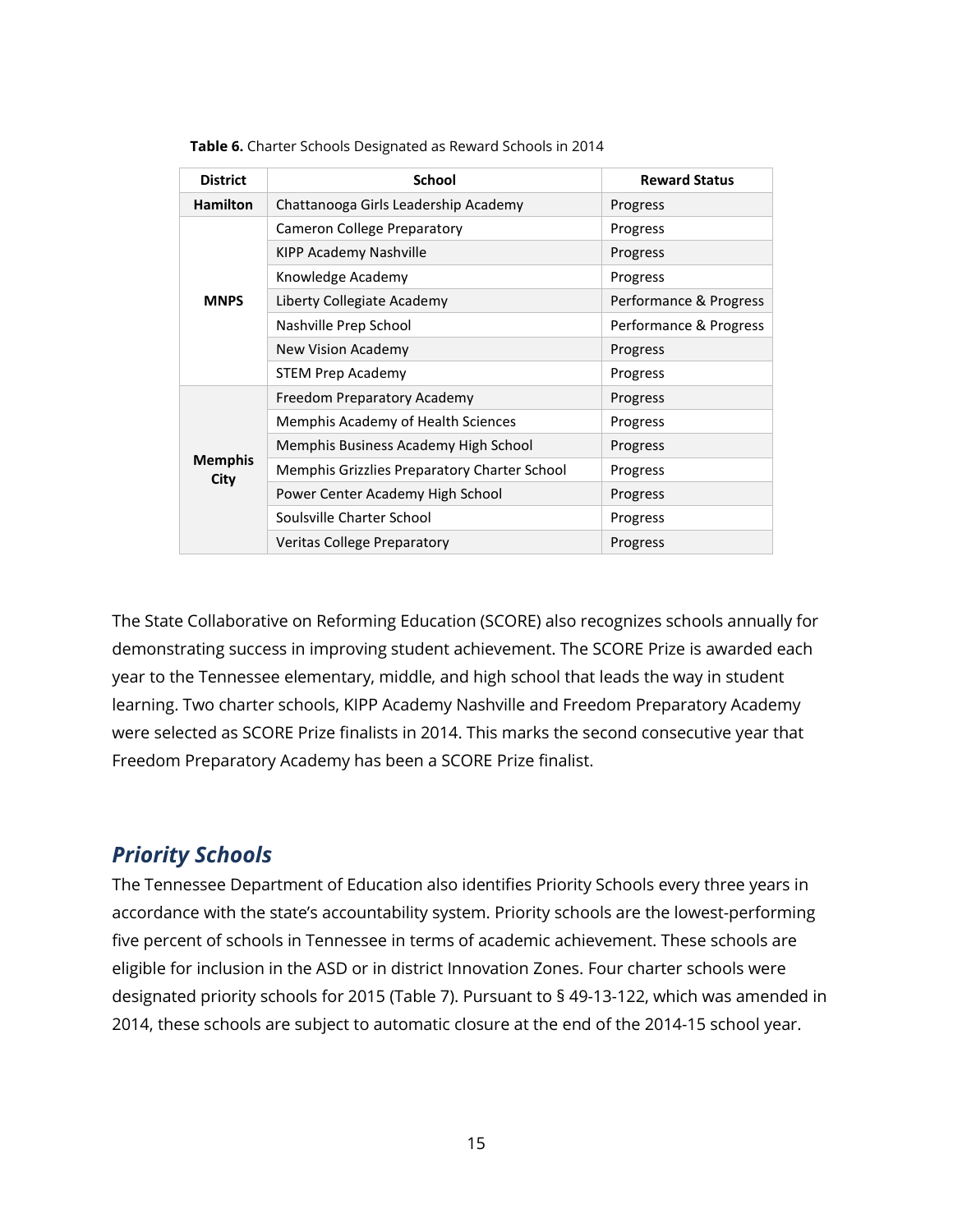**Table 6.** Charter Schools Designated as Reward Schools in 2014

| District | School | Reward Status |
|---|---|---|
| **Hamilton** | Chattanooga Girls Leadership Academy | Progress |
| **MNPS** | Cameron College Preparatory | Progress |
| | KIPP Academy Nashville | Progress |
| | Knowledge Academy | Progress |
| | Liberty Collegiate Academy | Performance & Progress |
| | Nashville Prep School | Performance & Progress |
| | New Vision Academy | Progress |
| | STEM Prep Academy | Progress |
| **Memphis City** | Freedom Preparatory Academy | Progress |
| | Memphis Academy of Health Sciences | Progress |
| | Memphis Business Academy High School | Progress |
| | Memphis Grizzlies Preparatory Charter School | Progress |
| | Power Center Academy High School | Progress |
| | Soulsville Charter School | Progress |
| | Veritas College Preparatory | Progress |

The State Collaborative on Reforming Education (SCORE) also recognizes schools annually for demonstrating success in improving student achievement. The SCORE Prize is awarded each year to the Tennessee elementary, middle, and high school that leads the way in student learning. Two charter schools, KIPP Academy Nashville and Freedom Preparatory Academy were selected as SCORE Prize finalists in 2014. This marks the second consecutive year that Freedom Preparatory Academy has been a SCORE Prize finalist.

## *Priority Schools*

The Tennessee Department of Education also identifies Priority Schools every three years in accordance with the state's accountability system. Priority schools are the lowest-performing five percent of schools in Tennessee in terms of academic achievement. These schools are eligible for inclusion in the ASD or in district Innovation Zones. Four charter schools were designated priority schools for 2015 (Table 7). Pursuant to § 49-13-122, which was amended in 2014, these schools are subject to automatic closure at the end of the 2014-15 school year.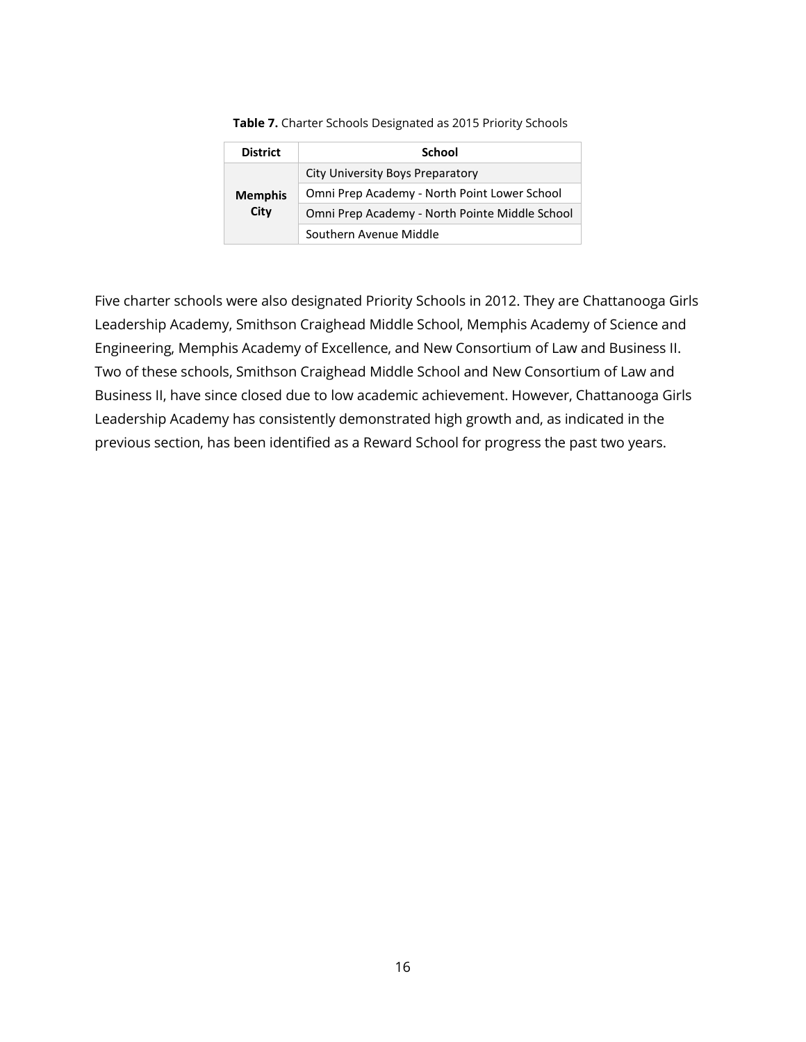**Table 7.** Charter Schools Designated as 2015 Priority Schools

| District | School |
|---|---|
| **Memphis City** | City University Boys Preparatory |
| | Omni Prep Academy - North Point Lower School |
| | Omni Prep Academy - North Pointe Middle School |
| | Southern Avenue Middle |

Five charter schools were also designated Priority Schools in 2012. They are Chattanooga Girls Leadership Academy, Smithson Craighead Middle School, Memphis Academy of Science and Engineering, Memphis Academy of Excellence, and New Consortium of Law and Business II. Two of these schools, Smithson Craighead Middle School and New Consortium of Law and Business II, have since closed due to low academic achievement. However, Chattanooga Girls Leadership Academy has consistently demonstrated high growth and, as indicated in the previous section, has been identified as a Reward School for progress the past two years.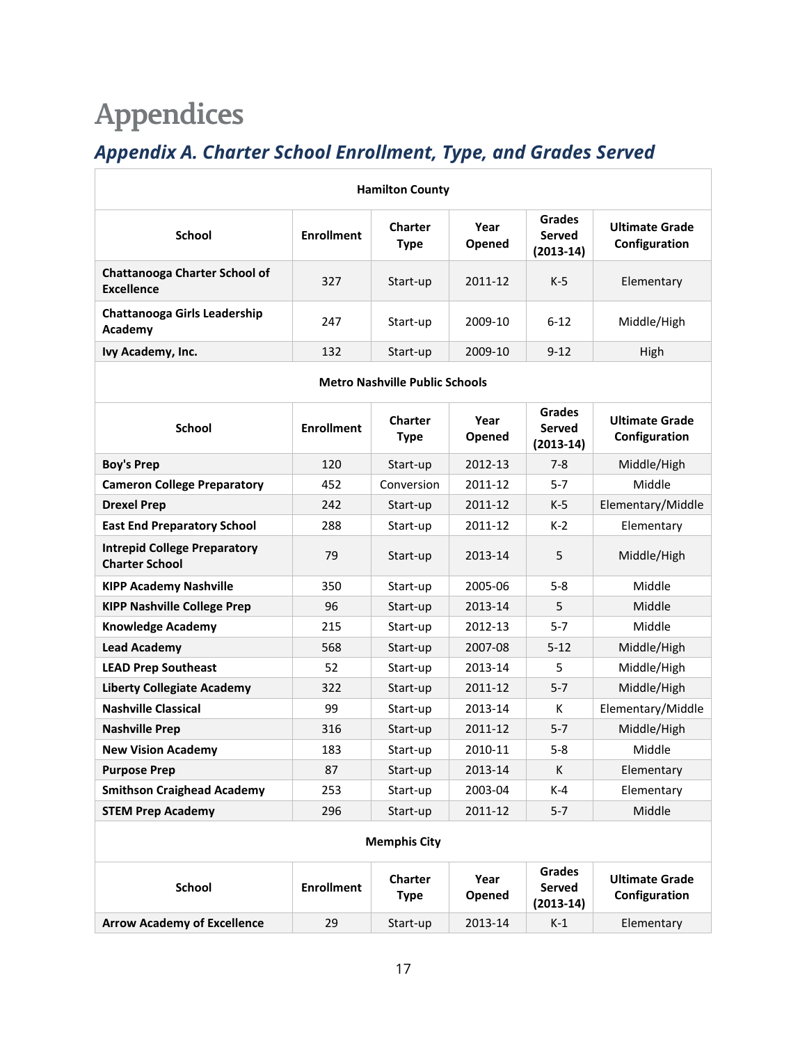# Appendices

## *Appendix A. Charter School Enrollment, Type, and Grades Served*

| Hamilton County | | | | | |
|---|---|---|---|---|---|
| **School** | **Enrollment** | **Charter Type** | **Year Opened** | **Grades Served (2013-14)** | **Ultimate Grade Configuration** |
| **Chattanooga Charter School of Excellence** | 327 | Start-up | 2011-12 | K-5 | Elementary |
| **Chattanooga Girls Leadership Academy** | 247 | Start-up | 2009-10 | 6-12 | Middle/High |
| **Ivy Academy, Inc.** | 132 | Start-up | 2009-10 | 9-12 | High |
| **Metro Nashville Public Schools** | | | | | |
| **School** | **Enrollment** | **Charter Type** | **Year Opened** | **Grades Served (2013-14)** | **Ultimate Grade Configuration** |
| **Boy's Prep** | 120 | Start-up | 2012-13 | 7-8 | Middle/High |
| **Cameron College Preparatory** | 452 | Conversion | 2011-12 | 5-7 | Middle |
| **Drexel Prep** | 242 | Start-up | 2011-12 | K-5 | Elementary/Middle |
| **East End Preparatory School** | 288 | Start-up | 2011-12 | K-2 | Elementary |
| **Intrepid College Preparatory Charter School** | 79 | Start-up | 2013-14 | 5 | Middle/High |
| **KIPP Academy Nashville** | 350 | Start-up | 2005-06 | 5-8 | Middle |
| **KIPP Nashville College Prep** | 96 | Start-up | 2013-14 | 5 | Middle |
| **Knowledge Academy** | 215 | Start-up | 2012-13 | 5-7 | Middle |
| **Lead Academy** | 568 | Start-up | 2007-08 | 5-12 | Middle/High |
| **LEAD Prep Southeast** | 52 | Start-up | 2013-14 | 5 | Middle/High |
| **Liberty Collegiate Academy** | 322 | Start-up | 2011-12 | 5-7 | Middle/High |
| **Nashville Classical** | 99 | Start-up | 2013-14 | K | Elementary/Middle |
| **Nashville Prep** | 316 | Start-up | 2011-12 | 5-7 | Middle/High |
| **New Vision Academy** | 183 | Start-up | 2010-11 | 5-8 | Middle |
| **Purpose Prep** | 87 | Start-up | 2013-14 | K | Elementary |
| **Smithson Craighead Academy** | 253 | Start-up | 2003-04 | K-4 | Elementary |
| **STEM Prep Academy** | 296 | Start-up | 2011-12 | 5-7 | Middle |
| **Memphis City** | | | | | |
| **School** | **Enrollment** | **Charter Type** | **Year Opened** | **Grades Served (2013-14)** | **Ultimate Grade Configuration** |
| **Arrow Academy of Excellence** | 29 | Start-up | 2013-14 | K-1 | Elementary |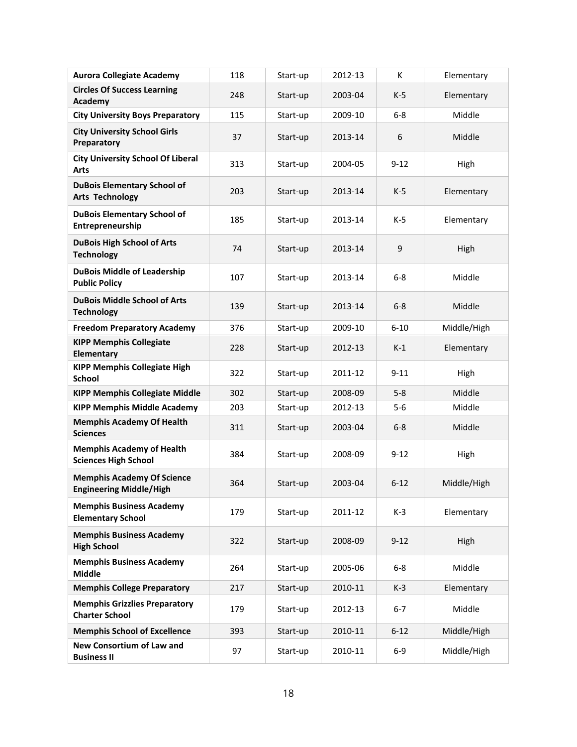| | | | | | |
|---|---|---|---|---|---|
| **Aurora Collegiate Academy** | 118 | Start-up | 2012-13 | K | Elementary |
| **Circles Of Success Learning Academy** | 248 | Start-up | 2003-04 | K-5 | Elementary |
| **City University Boys Preparatory** | 115 | Start-up | 2009-10 | 6-8 | Middle |
| **City University School Girls Preparatory** | 37 | Start-up | 2013-14 | 6 | Middle |
| **City University School Of Liberal Arts** | 313 | Start-up | 2004-05 | 9-12 | High |
| **DuBois Elementary School of Arts Technology** | 203 | Start-up | 2013-14 | K-5 | Elementary |
| **DuBois Elementary School of Entrepreneurship** | 185 | Start-up | 2013-14 | K-5 | Elementary |
| **DuBois High School of Arts Technology** | 74 | Start-up | 2013-14 | 9 | High |
| **DuBois Middle of Leadership Public Policy** | 107 | Start-up | 2013-14 | 6-8 | Middle |
| **DuBois Middle School of Arts Technology** | 139 | Start-up | 2013-14 | 6-8 | Middle |
| **Freedom Preparatory Academy** | 376 | Start-up | 2009-10 | 6-10 | Middle/High |
| **KIPP Memphis Collegiate Elementary** | 228 | Start-up | 2012-13 | K-1 | Elementary |
| **KIPP Memphis Collegiate High School** | 322 | Start-up | 2011-12 | 9-11 | High |
| **KIPP Memphis Collegiate Middle** | 302 | Start-up | 2008-09 | 5-8 | Middle |
| **KIPP Memphis Middle Academy** | 203 | Start-up | 2012-13 | 5-6 | Middle |
| **Memphis Academy Of Health Sciences** | 311 | Start-up | 2003-04 | 6-8 | Middle |
| **Memphis Academy of Health Sciences High School** | 384 | Start-up | 2008-09 | 9-12 | High |
| **Memphis Academy Of Science Engineering Middle/High** | 364 | Start-up | 2003-04 | 6-12 | Middle/High |
| **Memphis Business Academy Elementary School** | 179 | Start-up | 2011-12 | K-3 | Elementary |
| **Memphis Business Academy High School** | 322 | Start-up | 2008-09 | 9-12 | High |
| **Memphis Business Academy Middle** | 264 | Start-up | 2005-06 | 6-8 | Middle |
| **Memphis College Preparatory** | 217 | Start-up | 2010-11 | K-3 | Elementary |
| **Memphis Grizzlies Preparatory Charter School** | 179 | Start-up | 2012-13 | 6-7 | Middle |
| **Memphis School of Excellence** | 393 | Start-up | 2010-11 | 6-12 | Middle/High |
| **New Consortium of Law and Business II** | 97 | Start-up | 2010-11 | 6-9 | Middle/High |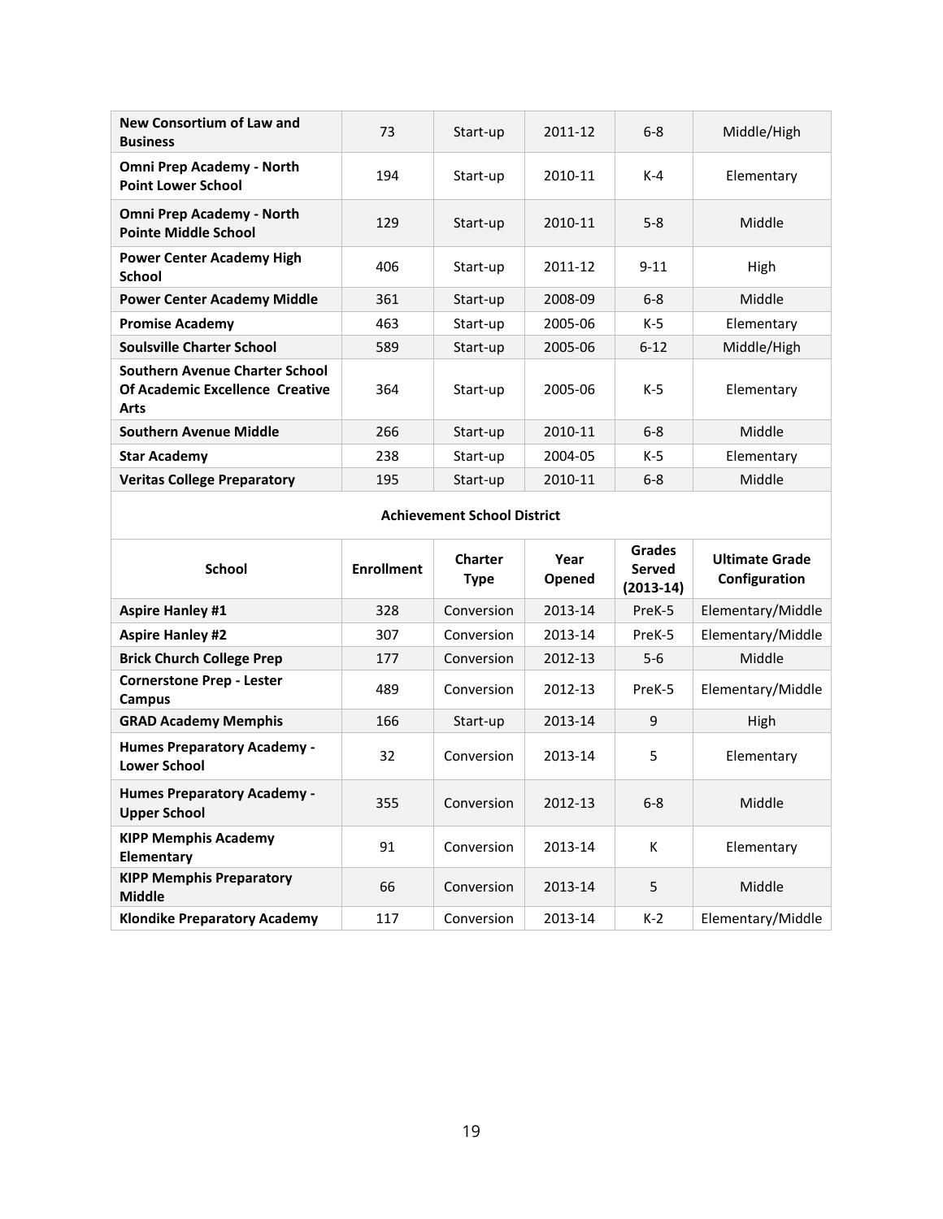| | | | | | |
|---|---|---|---|---|---|
| **New Consortium of Law and Business** | 73 | Start-up | 2011-12 | 6-8 | Middle/High |
| **Omni Prep Academy - North Point Lower School** | 194 | Start-up | 2010-11 | K-4 | Elementary |
| **Omni Prep Academy - North Pointe Middle School** | 129 | Start-up | 2010-11 | 5-8 | Middle |
| **Power Center Academy High School** | 406 | Start-up | 2011-12 | 9-11 | High |
| **Power Center Academy Middle** | 361 | Start-up | 2008-09 | 6-8 | Middle |
| **Promise Academy** | 463 | Start-up | 2005-06 | K-5 | Elementary |
| **Soulsville Charter School** | 589 | Start-up | 2005-06 | 6-12 | Middle/High |
| **Southern Avenue Charter School Of Academic Excellence Creative Arts** | 364 | Start-up | 2005-06 | K-5 | Elementary |
| **Southern Avenue Middle** | 266 | Start-up | 2010-11 | 6-8 | Middle |
| **Star Academy** | 238 | Start-up | 2004-05 | K-5 | Elementary |
| **Veritas College Preparatory** | 195 | Start-up | 2010-11 | 6-8 | Middle |

**Achievement School District**

| School | Enrollment | Charter Type | Year Opened | Grades Served (2013-14) | Ultimate Grade Configuration |
|---|---|---|---|---|---|
| **Aspire Hanley #1** | 328 | Conversion | 2013-14 | PreK-5 | Elementary/Middle |
| **Aspire Hanley #2** | 307 | Conversion | 2013-14 | PreK-5 | Elementary/Middle |
| **Brick Church College Prep** | 177 | Conversion | 2012-13 | 5-6 | Middle |
| **Cornerstone Prep - Lester Campus** | 489 | Conversion | 2012-13 | PreK-5 | Elementary/Middle |
| **GRAD Academy Memphis** | 166 | Start-up | 2013-14 | 9 | High |
| **Humes Preparatory Academy - Lower School** | 32 | Conversion | 2013-14 | 5 | Elementary |
| **Humes Preparatory Academy - Upper School** | 355 | Conversion | 2012-13 | 6-8 | Middle |
| **KIPP Memphis Academy Elementary** | 91 | Conversion | 2013-14 | K | Elementary |
| **KIPP Memphis Preparatory Middle** | 66 | Conversion | 2013-14 | 5 | Middle |
| **Klondike Preparatory Academy** | 117 | Conversion | 2013-14 | K-2 | Elementary/Middle |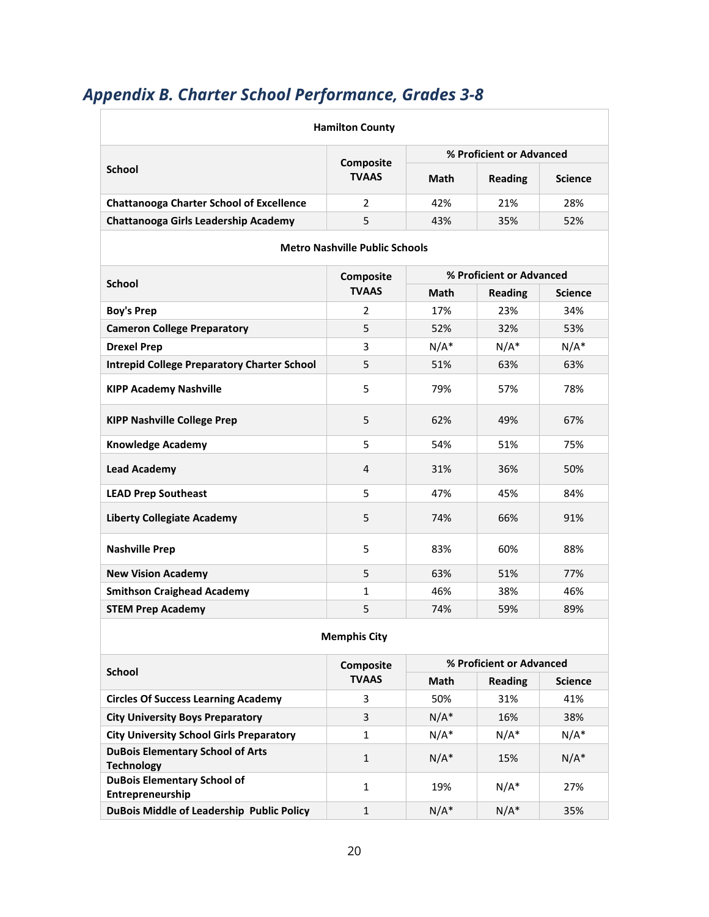## *Appendix B. Charter School Performance, Grades 3-8*

**Hamilton County**

| School | Composite TVAAS | % Proficient or Advanced | | |
|---|---|---|---|---|
| | | Math | Reading | Science |
| Chattanooga Charter School of Excellence | 2 | 42% | 21% | 28% |
| Chattanooga Girls Leadership Academy | 5 | 43% | 35% | 52% |

**Metro Nashville Public Schools**

| School | Composite TVAAS | % Proficient or Advanced | | |
|---|---|---|---|---|
| | | Math | Reading | Science |
| Boy's Prep | 2 | 17% | 23% | 34% |
| Cameron College Preparatory | 5 | 52% | 32% | 53% |
| Drexel Prep | 3 | N/A* | N/A* | N/A* |
| Intrepid College Preparatory Charter School | 5 | 51% | 63% | 63% |
| KIPP Academy Nashville | 5 | 79% | 57% | 78% |
| KIPP Nashville College Prep | 5 | 62% | 49% | 67% |
| Knowledge Academy | 5 | 54% | 51% | 75% |
| Lead Academy | 4 | 31% | 36% | 50% |
| LEAD Prep Southeast | 5 | 47% | 45% | 84% |
| Liberty Collegiate Academy | 5 | 74% | 66% | 91% |
| Nashville Prep | 5 | 83% | 60% | 88% |
| New Vision Academy | 5 | 63% | 51% | 77% |
| Smithson Craighead Academy | 1 | 46% | 38% | 46% |
| STEM Prep Academy | 5 | 74% | 59% | 89% |

**Memphis City**

| School | Composite TVAAS | % Proficient or Advanced | | |
|---|---|---|---|---|
| | | Math | Reading | Science |
| Circles Of Success Learning Academy | 3 | 50% | 31% | 41% |
| City University Boys Preparatory | 3 | N/A* | 16% | 38% |
| City University School Girls Preparatory | 1 | N/A* | N/A* | N/A* |
| DuBois Elementary School of Arts Technology | 1 | N/A* | 15% | N/A* |
| DuBois Elementary School of Entrepreneurship | 1 | 19% | N/A* | 27% |
| DuBois Middle of Leadership Public Policy | 1 | N/A* | N/A* | 35% |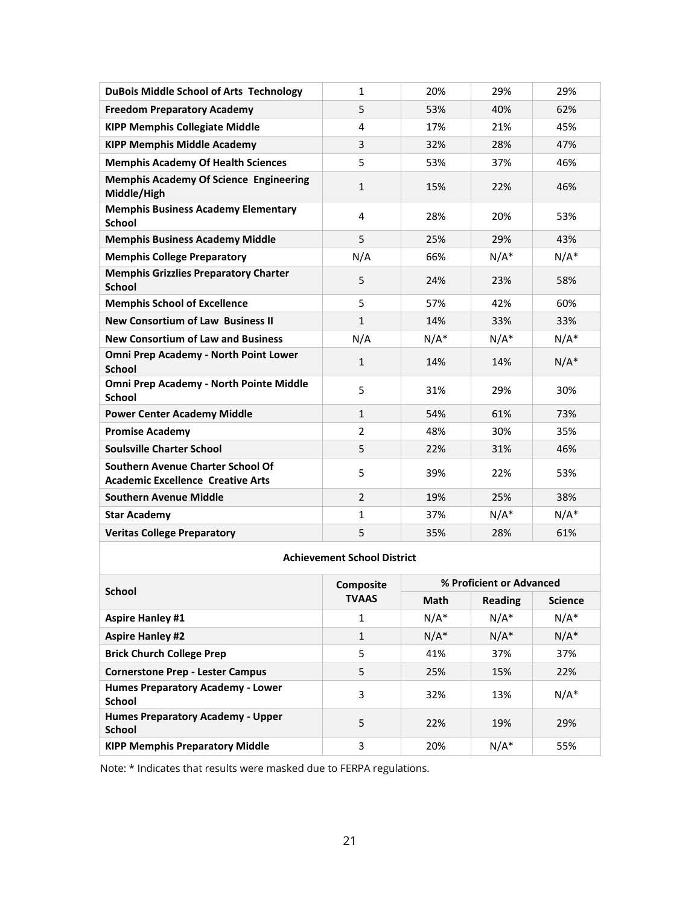| | | | | |
|---|---|---|---|---|
| **DuBois Middle School of Arts Technology** | 1 | 20% | 29% | 29% |
| **Freedom Preparatory Academy** | 5 | 53% | 40% | 62% |
| **KIPP Memphis Collegiate Middle** | 4 | 17% | 21% | 45% |
| **KIPP Memphis Middle Academy** | 3 | 32% | 28% | 47% |
| **Memphis Academy Of Health Sciences** | 5 | 53% | 37% | 46% |
| **Memphis Academy Of Science Engineering Middle/High** | 1 | 15% | 22% | 46% |
| **Memphis Business Academy Elementary School** | 4 | 28% | 20% | 53% |
| **Memphis Business Academy Middle** | 5 | 25% | 29% | 43% |
| **Memphis College Preparatory** | N/A | 66% | N/A* | N/A* |
| **Memphis Grizzlies Preparatory Charter School** | 5 | 24% | 23% | 58% |
| **Memphis School of Excellence** | 5 | 57% | 42% | 60% |
| **New Consortium of Law Business II** | 1 | 14% | 33% | 33% |
| **New Consortium of Law and Business** | N/A | N/A* | N/A* | N/A* |
| **Omni Prep Academy - North Point Lower School** | 1 | 14% | 14% | N/A* |
| **Omni Prep Academy - North Pointe Middle School** | 5 | 31% | 29% | 30% |
| **Power Center Academy Middle** | 1 | 54% | 61% | 73% |
| **Promise Academy** | 2 | 48% | 30% | 35% |
| **Soulsville Charter School** | 5 | 22% | 31% | 46% |
| **Southern Avenue Charter School Of Academic Excellence Creative Arts** | 5 | 39% | 22% | 53% |
| **Southern Avenue Middle** | 2 | 19% | 25% | 38% |
| **Star Academy** | 1 | 37% | N/A* | N/A* |
| **Veritas College Preparatory** | 5 | 35% | 28% | 61% |

**Achievement School District**

| School | Composite TVAAS | % Proficient or Advanced | | |
|---|---|---|---|---|
| | | Math | Reading | Science |
| **Aspire Hanley #1** | 1 | N/A* | N/A* | N/A* |
| **Aspire Hanley #2** | 1 | N/A* | N/A* | N/A* |
| **Brick Church College Prep** | 5 | 41% | 37% | 37% |
| **Cornerstone Prep - Lester Campus** | 5 | 25% | 15% | 22% |
| **Humes Preparatory Academy - Lower School** | 3 | 32% | 13% | N/A* |
| **Humes Preparatory Academy - Upper School** | 5 | 22% | 19% | 29% |
| **KIPP Memphis Preparatory Middle** | 3 | 20% | N/A* | 55% |

Note: * Indicates that results were masked due to FERPA regulations.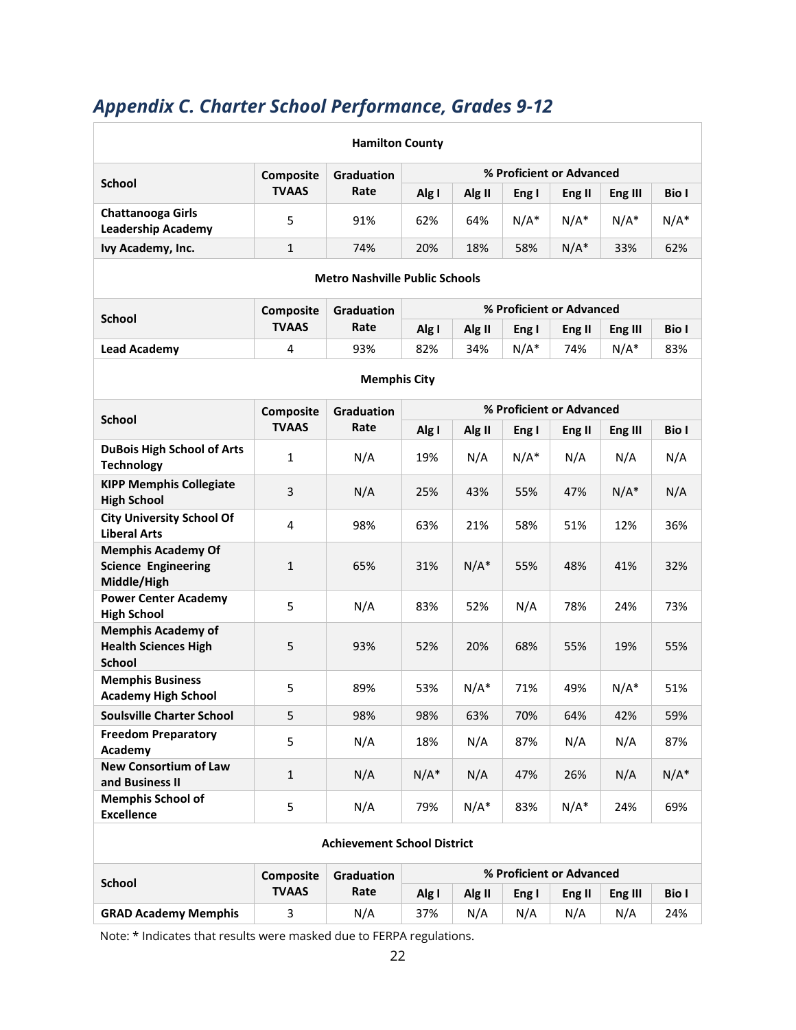## *Appendix C. Charter School Performance, Grades 9-12*

**Hamilton County**

| School | Composite TVAAS | Graduation Rate | % Proficient or Advanced | | | | | |
|---|---|---|---|---|---|---|---|---|
| | | | Alg I | Alg II | Eng I | Eng II | Eng III | Bio I |
| Chattanooga Girls Leadership Academy | 5 | 91% | 62% | 64% | N/A* | N/A* | N/A* | N/A* |
| Ivy Academy, Inc. | 1 | 74% | 20% | 18% | 58% | N/A* | 33% | 62% |

**Metro Nashville Public Schools**

| School | Composite TVAAS | Graduation Rate | % Proficient or Advanced | | | | | |
|---|---|---|---|---|---|---|---|---|
| | | | Alg I | Alg II | Eng I | Eng II | Eng III | Bio I |
| Lead Academy | 4 | 93% | 82% | 34% | N/A* | 74% | N/A* | 83% |

**Memphis City**

| School | Composite TVAAS | Graduation Rate | % Proficient or Advanced | | | | | |
|---|---|---|---|---|---|---|---|---|
| | | | Alg I | Alg II | Eng I | Eng II | Eng III | Bio I |
| DuBois High School of Arts Technology | 1 | N/A | 19% | N/A | N/A* | N/A | N/A | N/A |
| KIPP Memphis Collegiate High School | 3 | N/A | 25% | 43% | 55% | 47% | N/A* | N/A |
| City University School Of Liberal Arts | 4 | 98% | 63% | 21% | 58% | 51% | 12% | 36% |
| Memphis Academy Of Science Engineering Middle/High | 1 | 65% | 31% | N/A* | 55% | 48% | 41% | 32% |
| Power Center Academy High School | 5 | N/A | 83% | 52% | N/A | 78% | 24% | 73% |
| Memphis Academy of Health Sciences High School | 5 | 93% | 52% | 20% | 68% | 55% | 19% | 55% |
| Memphis Business Academy High School | 5 | 89% | 53% | N/A* | 71% | 49% | N/A* | 51% |
| Soulsville Charter School | 5 | 98% | 98% | 63% | 70% | 64% | 42% | 59% |
| Freedom Preparatory Academy | 5 | N/A | 18% | N/A | 87% | N/A | N/A | 87% |
| New Consortium of Law and Business II | 1 | N/A | N/A* | N/A | 47% | 26% | N/A | N/A* |
| Memphis School of Excellence | 5 | N/A | 79% | N/A* | 83% | N/A* | 24% | 69% |

**Achievement School District**

| School | Composite TVAAS | Graduation Rate | % Proficient or Advanced | | | | | |
|---|---|---|---|---|---|---|---|---|
| | | | Alg I | Alg II | Eng I | Eng II | Eng III | Bio I |
| GRAD Academy Memphis | 3 | N/A | 37% | N/A | N/A | N/A | N/A | 24% |

Note: * Indicates that results were masked due to FERPA regulations.